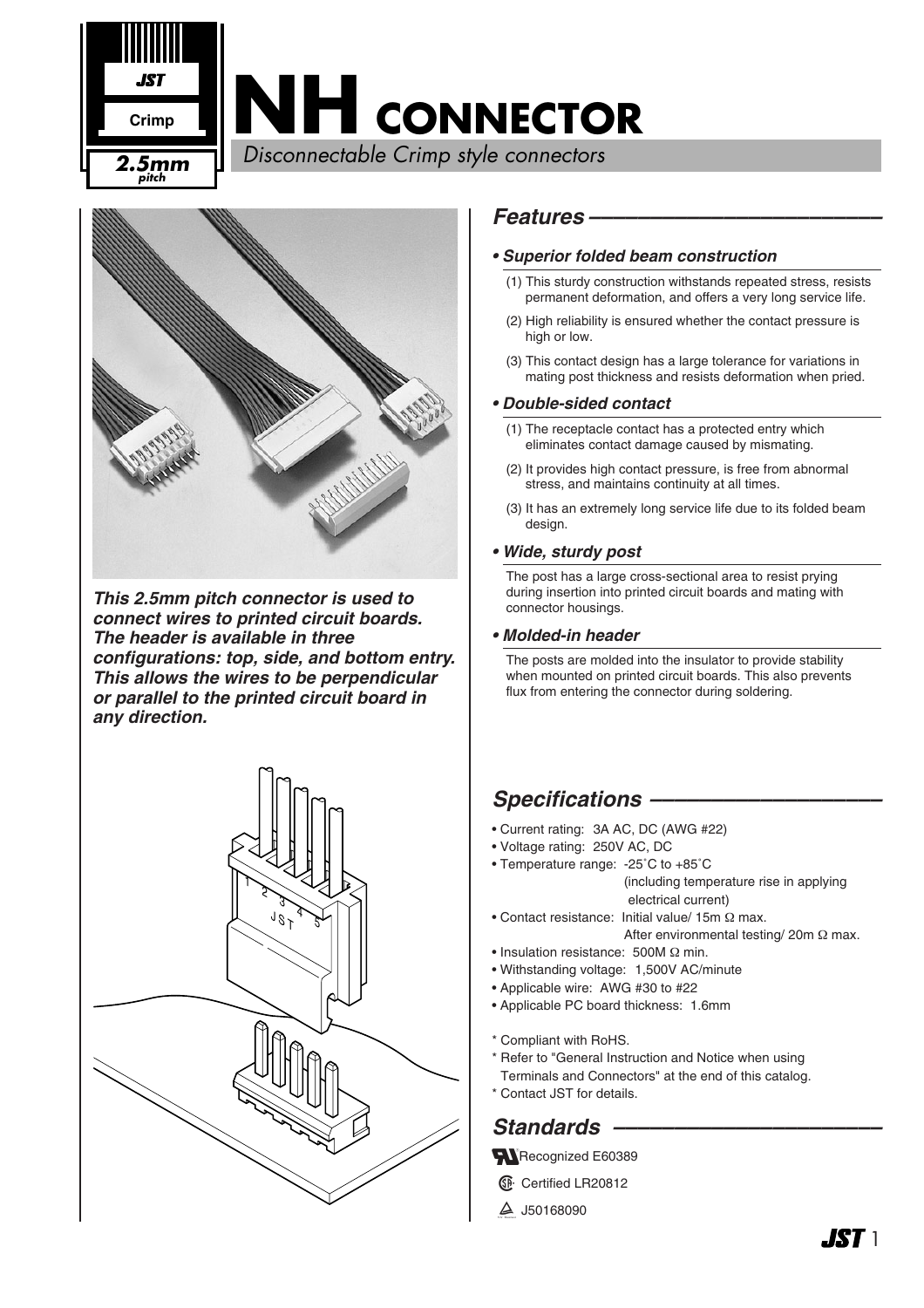# NH CONNECTOR

*Disconnectable Crimp style connectors*

JST Crimp 2.5mm pitch

***This 2.5mm pitch connector is used to connect wires to printed circuit boards. The header is available in three configurations: top, side, and bottom entry. This allows the wires to be perpendicular or parallel to the printed circuit board in any direction.***

## Features

### • Superior folded beam construction

(1) This sturdy construction withstands repeated stress, resists permanent deformation, and offers a very long service life.

(2) High reliability is ensured whether the contact pressure is high or low.

(3) This contact design has a large tolerance for variations in mating post thickness and resists deformation when pried.

### • Double-sided contact

(1) The receptacle contact has a protected entry which eliminates contact damage caused by mismating.

(2) It provides high contact pressure, is free from abnormal stress, and maintains continuity at all times.

(3) It has an extremely long service life due to its folded beam design.

### • Wide, sturdy post

The post has a large cross-sectional area to resist prying during insertion into printed circuit boards and mating with connector housings.

### • Molded-in header

The posts are molded into the insulator to provide stability when mounted on printed circuit boards. This also prevents flux from entering the connector during soldering.

## Specifications

- Current rating: 3A AC, DC (AWG #22)
- Voltage rating: 250V AC, DC
- Temperature range: -25˚C to +85˚C (including temperature rise in applying electrical current)
- Contact resistance: Initial value/ 15m Ω max. After environmental testing/ 20m Ω max.
- Insulation resistance: 500M Ω min.
- Withstanding voltage: 1,500V AC/minute
- Applicable wire: AWG #30 to #22
- Applicable PC board thickness: 1.6mm

\* Compliant with RoHS.
\* Refer to "General Instruction and Notice when using Terminals and Connectors" at the end of this catalog.
\* Contact JST for details.

## Standards

- UL Recognized E60389
- CSA Certified LR20812
- TÜV J50168090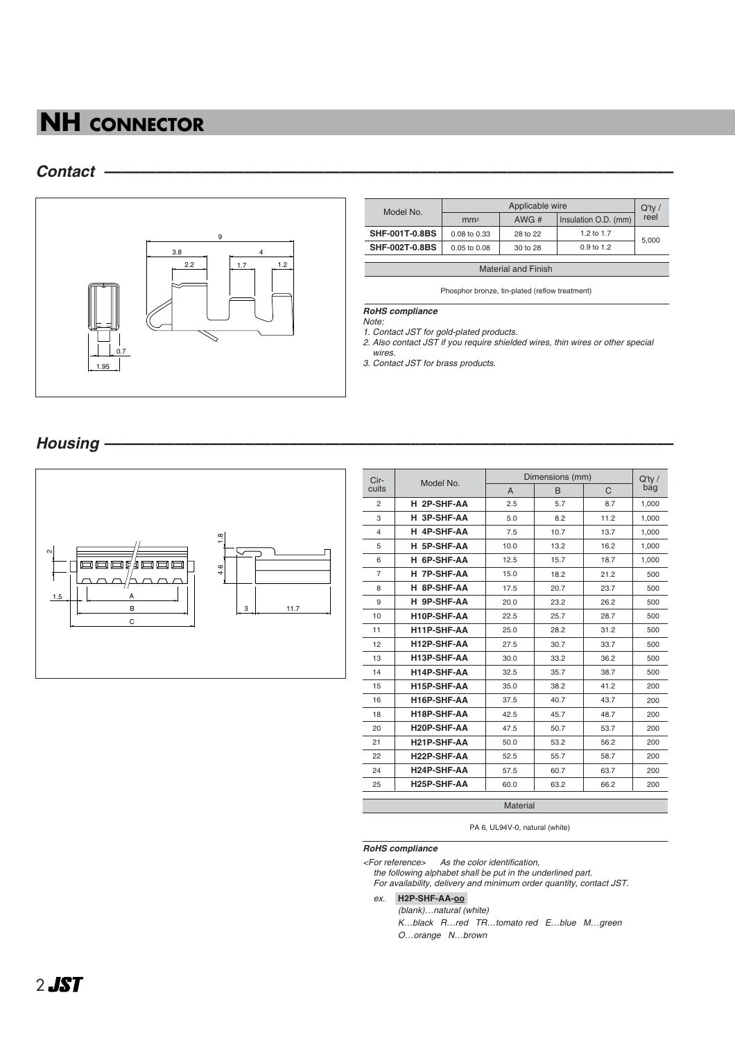# NH CONNECTOR

## Contact

| Model No. | Applicable wire | | | Q'ty / reel |
|---|---|---|---|---|
| | $mm^2$ | AWG # | Insulation O.D. (mm) | |
| **SHF-001T-0.8BS** | 0.08 to 0.33 | 28 to 22 | 1.2 to 1.7 | 5,000 |
| **SHF-002T-0.8BS** | 0.05 to 0.08 | 30 to 28 | 0.9 to 1.2 | |

| Material and Finish |
|---|
| Phosphor bronze, tin-plated (reflow treatment) |

***RoHS compliance***

*Note:*

*1. Contact JST for gold-plated products.*

*2. Also contact JST if you require shielded wires, thin wires or other special wires.*

*3. Contact JST for brass products.*

## Housing

| Circuits | Model No. | Dimensions (mm) | | | Q'ty / bag |
|---|---|---|---|---|---|
| | | A | B | C | |
| 2 | **H 2P-SHF-AA** | 2.5 | 5.7 | 8.7 | 1,000 |
| 3 | **H 3P-SHF-AA** | 5.0 | 8.2 | 11.2 | 1,000 |
| 4 | **H 4P-SHF-AA** | 7.5 | 10.7 | 13.7 | 1,000 |
| 5 | **H 5P-SHF-AA** | 10.0 | 13.2 | 16.2 | 1,000 |
| 6 | **H 6P-SHF-AA** | 12.5 | 15.7 | 18.7 | 1,000 |
| 7 | **H 7P-SHF-AA** | 15.0 | 18.2 | 21.2 | 500 |
| 8 | **H 8P-SHF-AA** | 17.5 | 20.7 | 23.7 | 500 |
| 9 | **H 9P-SHF-AA** | 20.0 | 23.2 | 26.2 | 500 |
| 10 | **H10P-SHF-AA** | 22.5 | 25.7 | 28.7 | 500 |
| 11 | **H11P-SHF-AA** | 25.0 | 28.2 | 31.2 | 500 |
| 12 | **H12P-SHF-AA** | 27.5 | 30.7 | 33.7 | 500 |
| 13 | **H13P-SHF-AA** | 30.0 | 33.2 | 36.2 | 500 |
| 14 | **H14P-SHF-AA** | 32.5 | 35.7 | 38.7 | 500 |
| 15 | **H15P-SHF-AA** | 35.0 | 38.2 | 41.2 | 200 |
| 16 | **H16P-SHF-AA** | 37.5 | 40.7 | 43.7 | 200 |
| 18 | **H18P-SHF-AA** | 42.5 | 45.7 | 48.7 | 200 |
| 20 | **H20P-SHF-AA** | 47.5 | 50.7 | 53.7 | 200 |
| 21 | **H21P-SHF-AA** | 50.0 | 53.2 | 56.2 | 200 |
| 22 | **H22P-SHF-AA** | 52.5 | 55.7 | 58.7 | 200 |
| 24 | **H24P-SHF-AA** | 57.5 | 60.7 | 63.7 | 200 |
| 25 | **H25P-SHF-AA** | 60.0 | 63.2 | 66.2 | 200 |

| Material |
|---|
| PA 6, UL94V-0, natural (white) |

***RoHS compliance***

*<For reference> As the color identification, the following alphabet shall be put in the underlined part. For availability, delivery and minimum order quantity, contact JST.*

*ex.* **H2P-SHF-AA-oo**

*(blank)…natural (white)*

*K…black R…red TR…tomato red E…blue M…green*

*O…orange N…brown*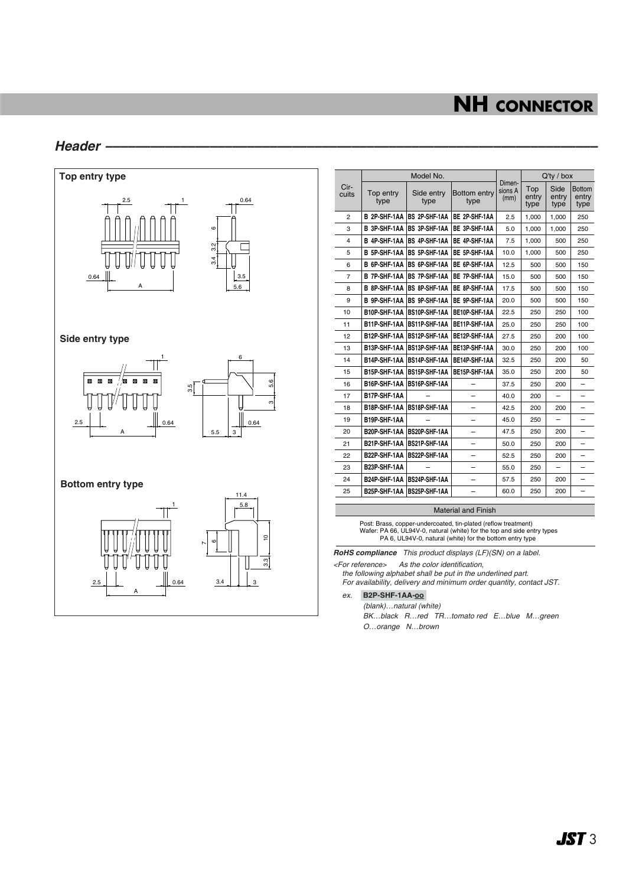# NH CONNECTOR

## Header

### Top entry type

### Side entry type

### Bottom entry type

| Circuits | Model No. | | | Dimensions A (mm) | Q'ty / box | | |
|---|---|---|---|---|---|---|---|
| | Top entry type | Side entry type | Bottom entry type | | Top entry type | Side entry type | Bottom entry type |
| 2 | B 2P-SHF-1AA | BS 2P-SHF-1AA | BE 2P-SHF-1AA | 2.5 | 1,000 | 1,000 | 250 |
| 3 | B 3P-SHF-1AA | BS 3P-SHF-1AA | BE 3P-SHF-1AA | 5.0 | 1,000 | 1,000 | 250 |
| 4 | B 4P-SHF-1AA | BS 4P-SHF-1AA | BE 4P-SHF-1AA | 7.5 | 1,000 | 500 | 250 |
| 5 | B 5P-SHF-1AA | BS 5P-SHF-1AA | BE 5P-SHF-1AA | 10.0 | 1,000 | 500 | 250 |
| 6 | B 6P-SHF-1AA | BS 6P-SHF-1AA | BE 6P-SHF-1AA | 12.5 | 500 | 500 | 150 |
| 7 | B 7P-SHF-1AA | BS 7P-SHF-1AA | BE 7P-SHF-1AA | 15.0 | 500 | 500 | 150 |
| 8 | B 8P-SHF-1AA | BS 8P-SHF-1AA | BE 8P-SHF-1AA | 17.5 | 500 | 500 | 150 |
| 9 | B 9P-SHF-1AA | BS 9P-SHF-1AA | BE 9P-SHF-1AA | 20.0 | 500 | 500 | 150 |
| 10 | B10P-SHF-1AA | BS10P-SHF-1AA | BE10P-SHF-1AA | 22.5 | 250 | 250 | 100 |
| 11 | B11P-SHF-1AA | BS11P-SHF-1AA | BE11P-SHF-1AA | 25.0 | 250 | 250 | 100 |
| 12 | B12P-SHF-1AA | BS12P-SHF-1AA | BE12P-SHF-1AA | 27.5 | 250 | 200 | 100 |
| 13 | B13P-SHF-1AA | BS13P-SHF-1AA | BE13P-SHF-1AA | 30.0 | 250 | 200 | 100 |
| 14 | B14P-SHF-1AA | BS14P-SHF-1AA | BE14P-SHF-1AA | 32.5 | 250 | 200 | 50 |
| 15 | B15P-SHF-1AA | BS15P-SHF-1AA | BE15P-SHF-1AA | 35.0 | 250 | 200 | 50 |
| 16 | B16P-SHF-1AA | BS16P-SHF-1AA | – | 37.5 | 250 | 200 | – |
| 17 | B17P-SHF-1AA | – | – | 40.0 | 200 | – | – |
| 18 | B18P-SHF-1AA | BS18P-SHF-1AA | – | 42.5 | 200 | 200 | – |
| 19 | B19P-SHF-1AA | – | – | 45.0 | 250 | – | – |
| 20 | B20P-SHF-1AA | BS20P-SHF-1AA | – | 47.5 | 250 | 200 | – |
| 21 | B21P-SHF-1AA | BS21P-SHF-1AA | – | 50.0 | 250 | 200 | – |
| 22 | B22P-SHF-1AA | BS22P-SHF-1AA | – | 52.5 | 250 | 200 | – |
| 23 | B23P-SHF-1AA | – | – | 55.0 | 250 | – | – |
| 24 | B24P-SHF-1AA | BS24P-SHF-1AA | – | 57.5 | 250 | 200 | – |
| 25 | B25P-SHF-1AA | BS25P-SHF-1AA | – | 60.0 | 250 | 200 | – |

**Material and Finish**

Post: Brass, copper-undercoated, tin-plated (reflow treatment)
Wafer: PA 66, UL94V-0, natural (white) for the top and side entry types
PA 6, UL94V-0, natural (white) for the bottom entry type

***RoHS compliance*** *This product displays (LF)(SN) on a label.*

*<For reference> As the color identification, the following alphabet shall be put in the underlined part. For availability, delivery and minimum order quantity, contact JST.*

*ex.* **B2P-SHF-1AA-oo**

*(blank)…natural (white)*
*BK…black R…red TR…tomato red E…blue M…green*
*O…orange N…brown*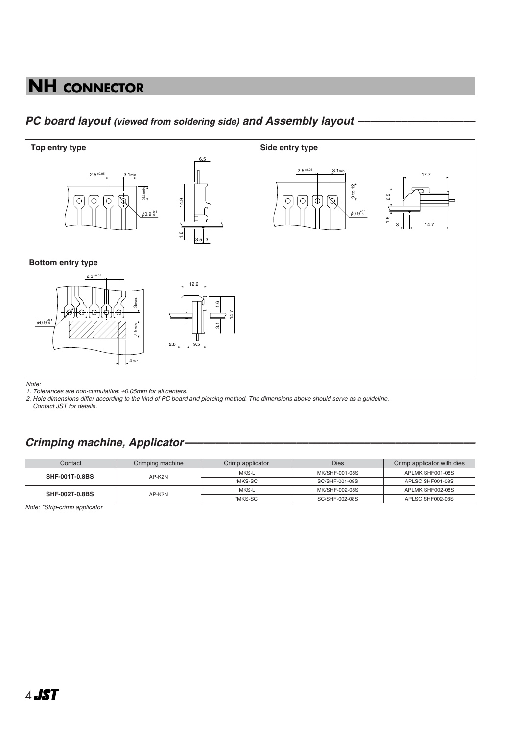// NH CONNECTOR

## PC board layout *(viewed from soldering side)* and Assembly layout

**Top entry type**

2.5±0.05
3.1min.
3.5min.
φ0.9 +0.1 0
6.5
14.9
1.6
3.5
3

**Side entry type**

2.5±0.05
3.1min.
3 to 12
φ0.9 +0.1 0
17.7
6.5
1.6
3
14.7

**Bottom entry type**

2.5±0.05
3max.
φ0.9 +0.1 0
7.5min.
4min.
12.2
1.6
14.7
3.1
2.8
9.5

*Note:*
*1. Tolerances are non-cumulative: ±0.05mm for all centers.*
*2. Hole dimensions differ according to the kind of PC board and piercing method. The dimensions above should serve as a guideline. Contact JST for details.*

## Crimping machine, Applicator

| Contact | Crimping machine | Crimp applicator | Dies | Crimp applicator with dies |
|---|---|---|---|---|
| **SHF-001T-0.8BS** | AP-K2N | MKS-L | MK/SHF-001-08S | APLMK SHF001-08S |
| | | *MKS-SC | SC/SHF-001-08S | APLSC SHF001-08S |
| **SHF-002T-0.8BS** | AP-K2N | MKS-L | MK/SHF-002-08S | APLMK SHF002-08S |
| | | *MKS-SC | SC/SHF-002-08S | APLSC SHF002-08S |

*Note: *Strip-crimp applicator*